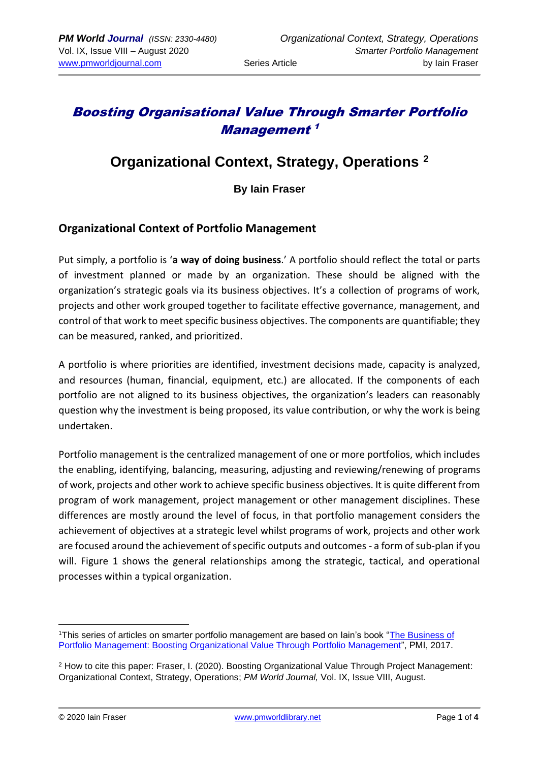# Boosting Organisational Value Through Smarter Portfolio Management [1]

## Organizational Context, Strategy, Operations [2]

**By Iain Fraser**

### Organizational Context of Portfolio Management

Put simply, a portfolio is '**a way of doing business**.' A portfolio should reflect the total or parts of investment planned or made by an organization. These should be aligned with the organization's strategic goals via its business objectives. It's a collection of programs of work, projects and other work grouped together to facilitate effective governance, management, and control of that work to meet specific business objectives. The components are quantifiable; they can be measured, ranked, and prioritized.

A portfolio is where priorities are identified, investment decisions made, capacity is analyzed, and resources (human, financial, equipment, etc.) are allocated. If the components of each portfolio are not aligned to its business objectives, the organization's leaders can reasonably question why the investment is being proposed, its value contribution, or why the work is being undertaken.

Portfolio management is the centralized management of one or more portfolios, which includes the enabling, identifying, balancing, measuring, adjusting and reviewing/renewing of programs of work, projects and other work to achieve specific business objectives. It is quite different from program of work management, project management or other management disciplines. These differences are mostly around the level of focus, in that portfolio management considers the achievement of objectives at a strategic level whilst programs of work, projects and other work are focused around the achievement of specific outputs and outcomes - a form of sub-plan if you will. Figure 1 shows the general relationships among the strategic, tactical, and operational processes within a typical organization.

---

[1] This series of articles on smarter portfolio management are based on Iain's book "The Business of Portfolio Management: Boosting Organizational Value Through Portfolio Management", PMI, 2017.

[2] How to cite this paper: Fraser, I. (2020). Boosting Organizational Value Through Project Management: Organizational Context, Strategy, Operations; *PM World Journal,* Vol. IX, Issue VIII, August.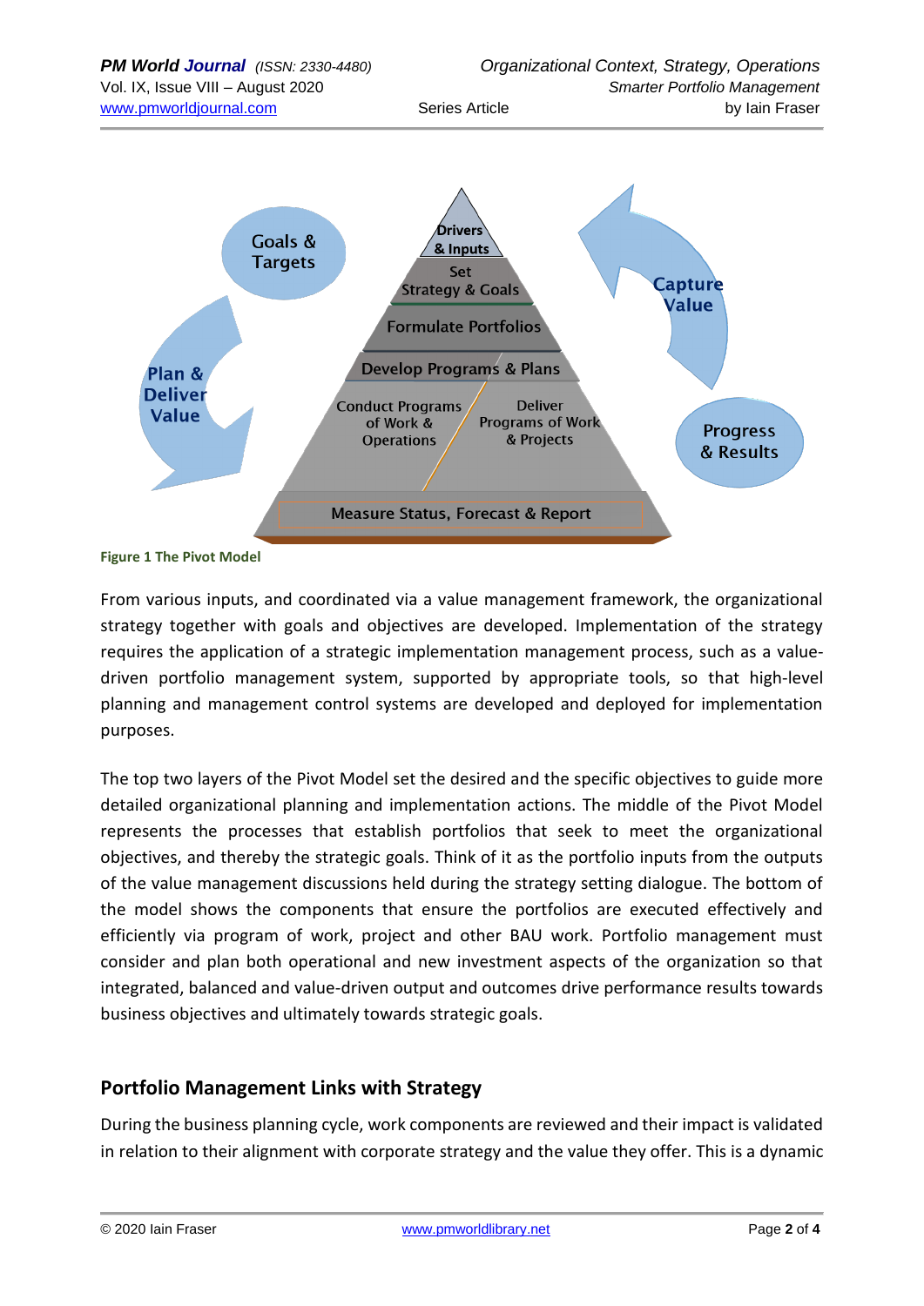Figure 1 The Pivot Model

From various inputs, and coordinated via a value management framework, the organizational strategy together with goals and objectives are developed. Implementation of the strategy requires the application of a strategic implementation management process, such as a value-driven portfolio management system, supported by appropriate tools, so that high-level planning and management control systems are developed and deployed for implementation purposes.

The top two layers of the Pivot Model set the desired and the specific objectives to guide more detailed organizational planning and implementation actions. The middle of the Pivot Model represents the processes that establish portfolios that seek to meet the organizational objectives, and thereby the strategic goals. Think of it as the portfolio inputs from the outputs of the value management discussions held during the strategy setting dialogue. The bottom of the model shows the components that ensure the portfolios are executed effectively and efficiently via program of work, project and other BAU work. Portfolio management must consider and plan both operational and new investment aspects of the organization so that integrated, balanced and value-driven output and outcomes drive performance results towards business objectives and ultimately towards strategic goals.

## Portfolio Management Links with Strategy

During the business planning cycle, work components are reviewed and their impact is validated in relation to their alignment with corporate strategy and the value they offer. This is a dynamic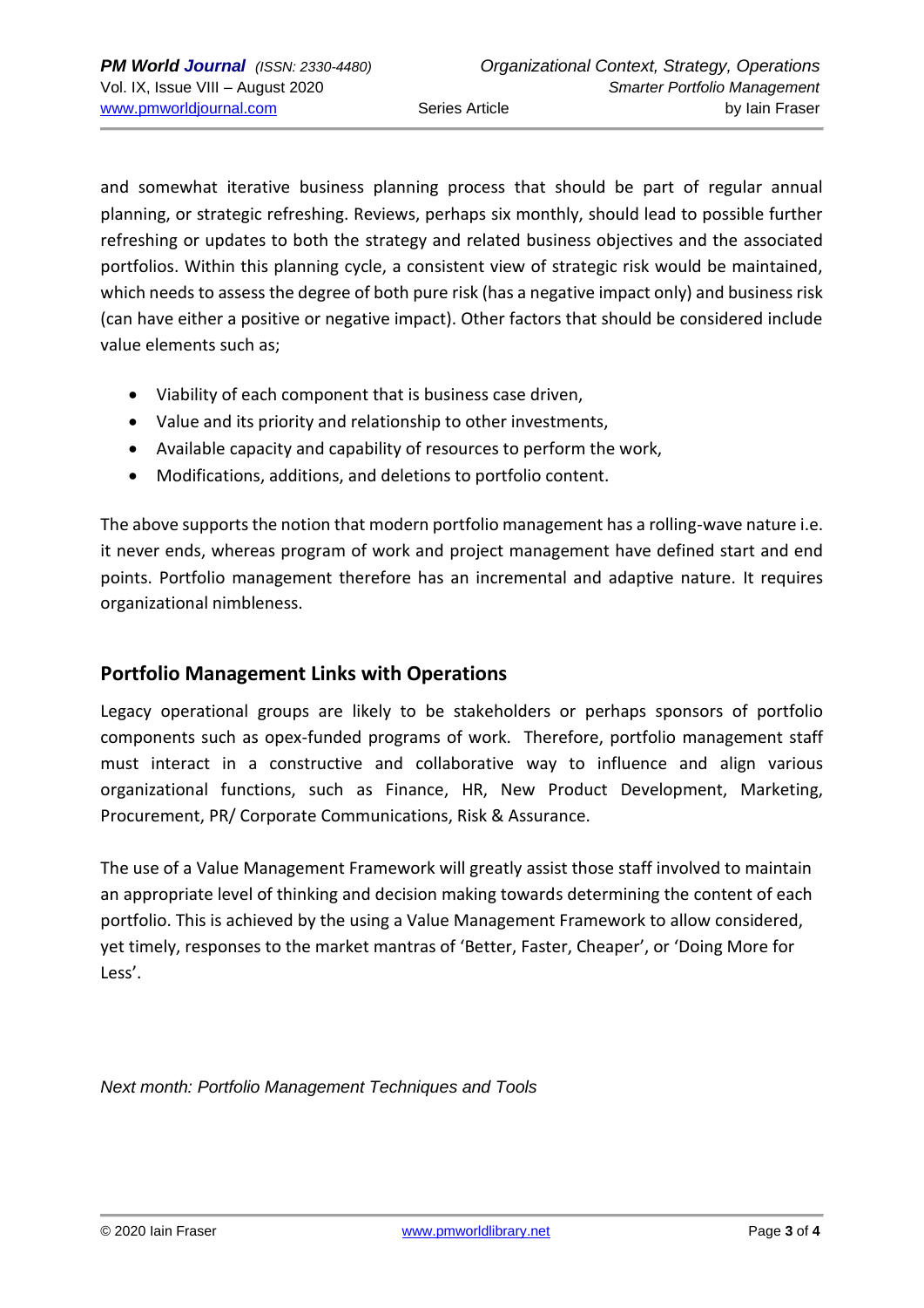and somewhat iterative business planning process that should be part of regular annual planning, or strategic refreshing. Reviews, perhaps six monthly, should lead to possible further refreshing or updates to both the strategy and related business objectives and the associated portfolios. Within this planning cycle, a consistent view of strategic risk would be maintained, which needs to assess the degree of both pure risk (has a negative impact only) and business risk (can have either a positive or negative impact). Other factors that should be considered include value elements such as;

- Viability of each component that is business case driven,
- Value and its priority and relationship to other investments,
- Available capacity and capability of resources to perform the work,
- Modifications, additions, and deletions to portfolio content.

The above supports the notion that modern portfolio management has a rolling-wave nature i.e. it never ends, whereas program of work and project management have defined start and end points. Portfolio management therefore has an incremental and adaptive nature. It requires organizational nimbleness.

## Portfolio Management Links with Operations

Legacy operational groups are likely to be stakeholders or perhaps sponsors of portfolio components such as opex-funded programs of work. Therefore, portfolio management staff must interact in a constructive and collaborative way to influence and align various organizational functions, such as Finance, HR, New Product Development, Marketing, Procurement, PR/ Corporate Communications, Risk & Assurance.

The use of a Value Management Framework will greatly assist those staff involved to maintain an appropriate level of thinking and decision making towards determining the content of each portfolio. This is achieved by the using a Value Management Framework to allow considered, yet timely, responses to the market mantras of 'Better, Faster, Cheaper', or 'Doing More for Less'.

*Next month: Portfolio Management Techniques and Tools*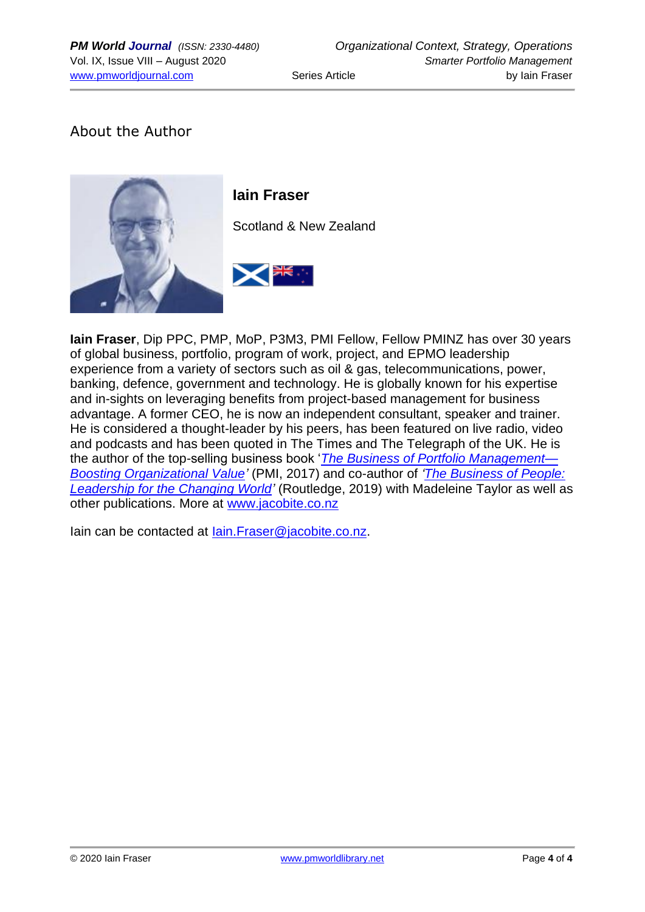## About the Author

### Iain Fraser

Scotland & New Zealand

**Iain Fraser**, Dip PPC, PMP, MoP, P3M3, PMI Fellow, Fellow PMINZ has over 30 years of global business, portfolio, program of work, project, and EPMO leadership experience from a variety of sectors such as oil & gas, telecommunications, power, banking, defence, government and technology. He is globally known for his expertise and in-sights on leveraging benefits from project-based management for business advantage. A former CEO, he is now an independent consultant, speaker and trainer. He is considered a thought-leader by his peers, has been featured on live radio, video and podcasts and has been quoted in The Times and The Telegraph of the UK. He is the author of the top-selling business book '*The Business of Portfolio Management—Boosting Organizational Value*' (PMI, 2017) and co-author of *'The Business of People: Leadership for the Changing World'* (Routledge, 2019) with Madeleine Taylor as well as other publications. More at www.jacobite.co.nz

Iain can be contacted at Iain.Fraser@jacobite.co.nz.